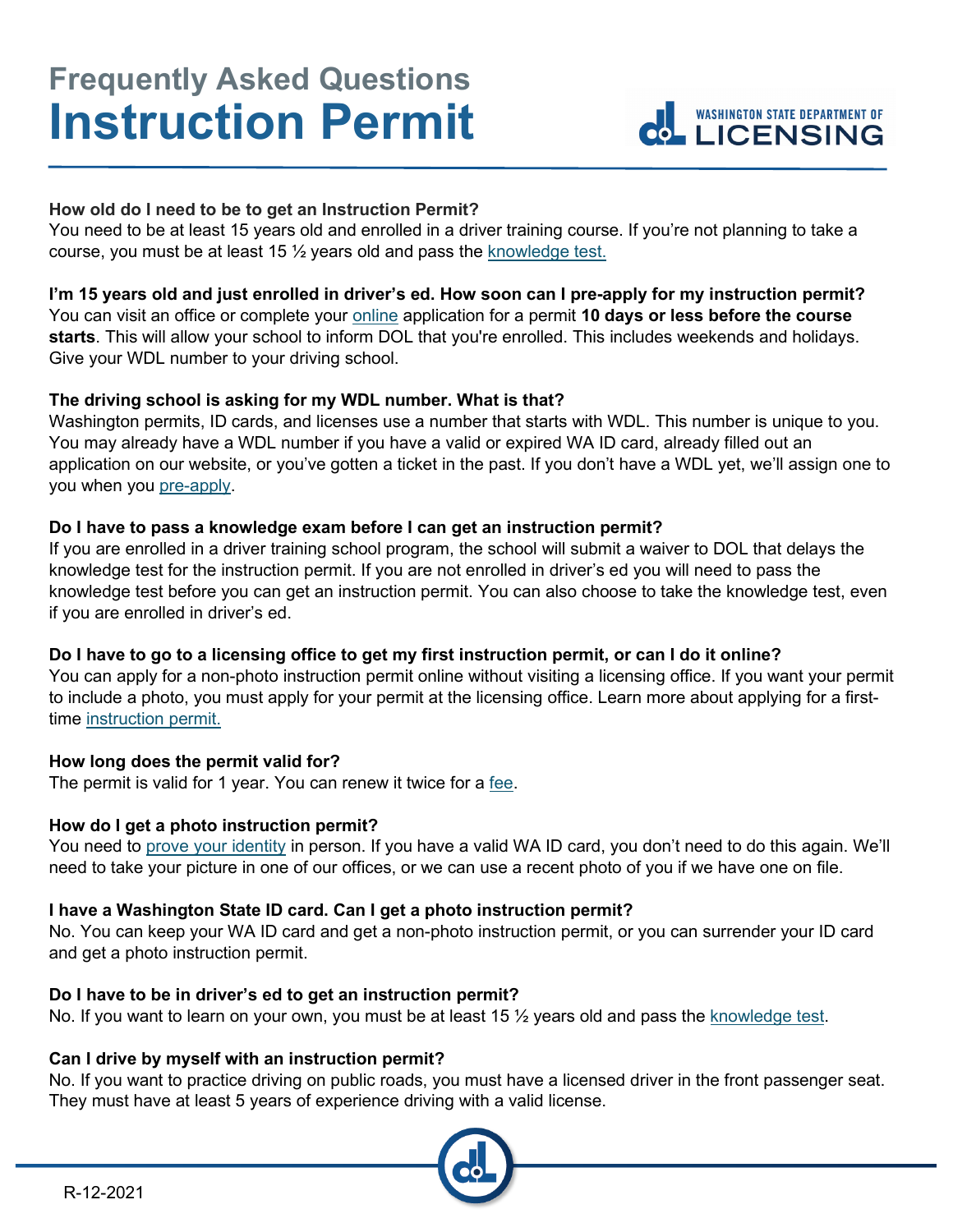# Frequently Asked Questions
# Instruction Permit

**How old do I need to be to get an Instruction Permit?**
You need to be at least 15 years old and enrolled in a driver training course. If you're not planning to take a course, you must be at least 15 ½ years old and pass the knowledge test.

**I'm 15 years old and just enrolled in driver's ed. How soon can I pre-apply for my instruction permit?**
You can visit an office or complete your online application for a permit **10 days or less before the course starts**. This will allow your school to inform DOL that you're enrolled. This includes weekends and holidays. Give your WDL number to your driving school.

**The driving school is asking for my WDL number. What is that?**
Washington permits, ID cards, and licenses use a number that starts with WDL. This number is unique to you. You may already have a WDL number if you have a valid or expired WA ID card, already filled out an application on our website, or you've gotten a ticket in the past. If you don't have a WDL yet, we'll assign one to you when you pre-apply.

**Do I have to pass a knowledge exam before I can get an instruction permit?**
If you are enrolled in a driver training school program, the school will submit a waiver to DOL that delays the knowledge test for the instruction permit. If you are not enrolled in driver's ed you will need to pass the knowledge test before you can get an instruction permit. You can also choose to take the knowledge test, even if you are enrolled in driver's ed.

**Do I have to go to a licensing office to get my first instruction permit, or can I do it online?**
You can apply for a non-photo instruction permit online without visiting a licensing office. If you want your permit to include a photo, you must apply for your permit at the licensing office. Learn more about applying for a first-time instruction permit.

**How long does the permit valid for?**
The permit is valid for 1 year. You can renew it twice for a fee.

**How do I get a photo instruction permit?**
You need to prove your identity in person. If you have a valid WA ID card, you don't need to do this again. We'll need to take your picture in one of our offices, or we can use a recent photo of you if we have one on file.

**I have a Washington State ID card. Can I get a photo instruction permit?**
No. You can keep your WA ID card and get a non-photo instruction permit, or you can surrender your ID card and get a photo instruction permit.

**Do I have to be in driver's ed to get an instruction permit?**
No. If you want to learn on your own, you must be at least 15 ½ years old and pass the knowledge test.

**Can I drive by myself with an instruction permit?**
No. If you want to practice driving on public roads, you must have a licensed driver in the front passenger seat. They must have at least 5 years of experience driving with a valid license.

R-12-2021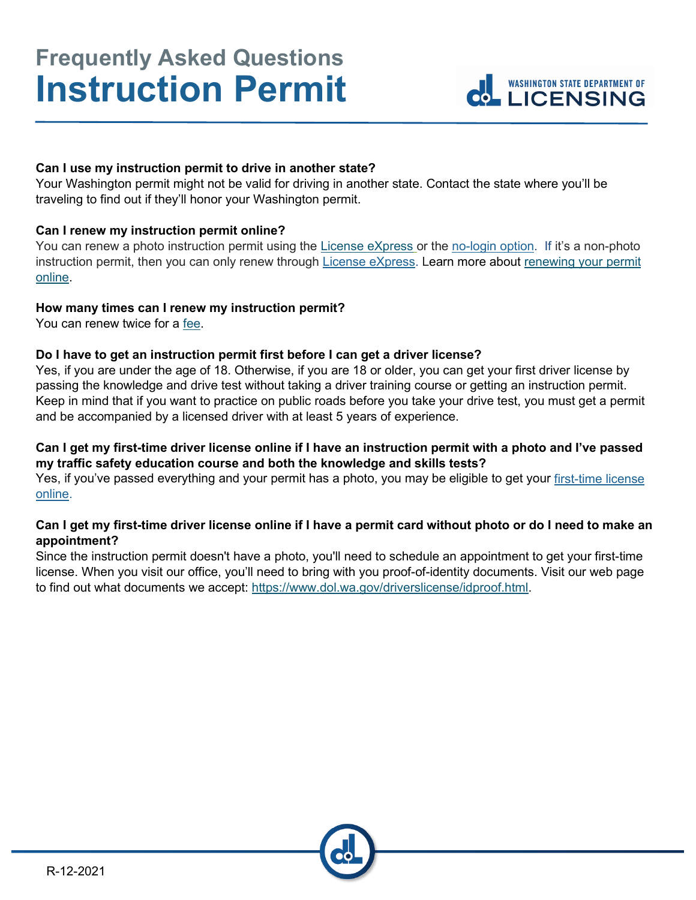# Frequently Asked Questions
# Instruction Permit

**Can I use my instruction permit to drive in another state?**
Your Washington permit might not be valid for driving in another state. Contact the state where you'll be traveling to find out if they'll honor your Washington permit.

**Can I renew my instruction permit online?**
You can renew a photo instruction permit using the License eXpress or the no-login option. If it's a non-photo instruction permit, then you can only renew through License eXpress. Learn more about renewing your permit online.

**How many times can I renew my instruction permit?**
You can renew twice for a fee.

**Do I have to get an instruction permit first before I can get a driver license?**
Yes, if you are under the age of 18. Otherwise, if you are 18 or older, you can get your first driver license by passing the knowledge and drive test without taking a driver training course or getting an instruction permit. Keep in mind that if you want to practice on public roads before you take your drive test, you must get a permit and be accompanied by a licensed driver with at least 5 years of experience.

**Can I get my first-time driver license online if I have an instruction permit with a photo and I've passed my traffic safety education course and both the knowledge and skills tests?**
Yes, if you've passed everything and your permit has a photo, you may be eligible to get your first-time license online.

**Can I get my first-time driver license online if I have a permit card without photo or do I need to make an appointment?**
Since the instruction permit doesn't have a photo, you'll need to schedule an appointment to get your first-time license. When you visit our office, you'll need to bring with you proof-of-identity documents. Visit our web page to find out what documents we accept: https://www.dol.wa.gov/driverslicense/idproof.html.

R-12-2021